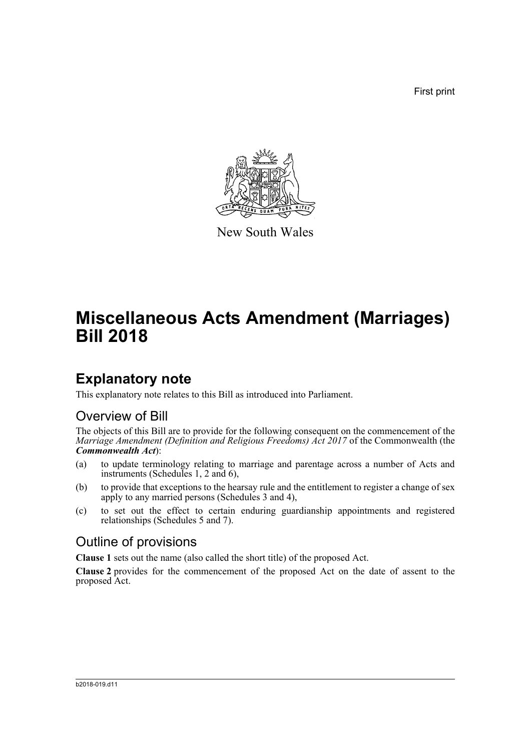First print

New South Wales

# Miscellaneous Acts Amendment (Marriages) Bill 2018

## Explanatory note

This explanatory note relates to this Bill as introduced into Parliament.

### Overview of Bill

The objects of this Bill are to provide for the following consequent on the commencement of the *Marriage Amendment (Definition and Religious Freedoms) Act 2017* of the Commonwealth (the ***Commonwealth Act***):

(a) to update terminology relating to marriage and parentage across a number of Acts and instruments (Schedules 1, 2 and 6),

(b) to provide that exceptions to the hearsay rule and the entitlement to register a change of sex apply to any married persons (Schedules 3 and 4),

(c) to set out the effect to certain enduring guardianship appointments and registered relationships (Schedules 5 and 7).

### Outline of provisions

**Clause 1** sets out the name (also called the short title) of the proposed Act.

**Clause 2** provides for the commencement of the proposed Act on the date of assent to the proposed Act.

b2018-019.d11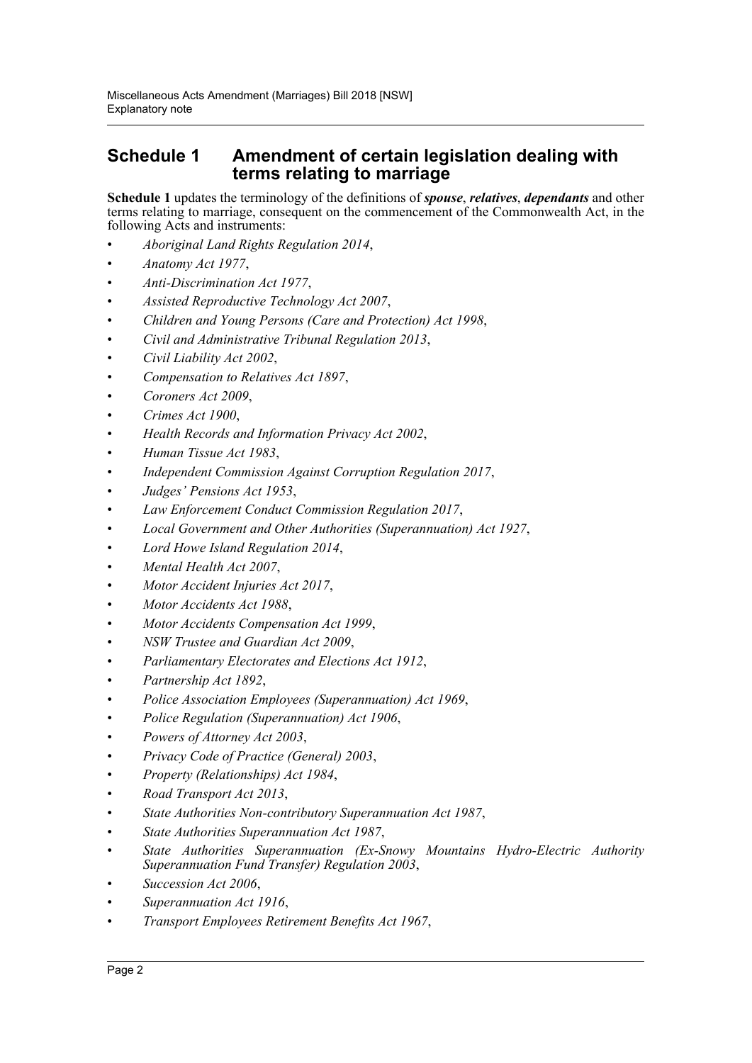## Schedule 1 Amendment of certain legislation dealing with terms relating to marriage

**Schedule 1** updates the terminology of the definitions of ***spouse***, ***relatives***, ***dependants*** and other terms relating to marriage, consequent on the commencement of the Commonwealth Act, in the following Acts and instruments:

- *Aboriginal Land Rights Regulation 2014*,
- *Anatomy Act 1977*,
- *Anti-Discrimination Act 1977*,
- *Assisted Reproductive Technology Act 2007*,
- *Children and Young Persons (Care and Protection) Act 1998*,
- *Civil and Administrative Tribunal Regulation 2013*,
- *Civil Liability Act 2002*,
- *Compensation to Relatives Act 1897*,
- *Coroners Act 2009*,
- *Crimes Act 1900*,
- *Health Records and Information Privacy Act 2002*,
- *Human Tissue Act 1983*,
- *Independent Commission Against Corruption Regulation 2017*,
- *Judges' Pensions Act 1953*,
- *Law Enforcement Conduct Commission Regulation 2017*,
- *Local Government and Other Authorities (Superannuation) Act 1927*,
- *Lord Howe Island Regulation 2014*,
- *Mental Health Act 2007*,
- *Motor Accident Injuries Act 2017*,
- *Motor Accidents Act 1988*,
- *Motor Accidents Compensation Act 1999*,
- *NSW Trustee and Guardian Act 2009*,
- *Parliamentary Electorates and Elections Act 1912*,
- *Partnership Act 1892*,
- *Police Association Employees (Superannuation) Act 1969*,
- *Police Regulation (Superannuation) Act 1906*,
- *Powers of Attorney Act 2003*,
- *Privacy Code of Practice (General) 2003*,
- *Property (Relationships) Act 1984*,
- *Road Transport Act 2013*,
- *State Authorities Non-contributory Superannuation Act 1987*,
- *State Authorities Superannuation Act 1987*,
- *State Authorities Superannuation (Ex-Snowy Mountains Hydro-Electric Authority Superannuation Fund Transfer) Regulation 2003*,
- *Succession Act 2006*,
- *Superannuation Act 1916*,
- *Transport Employees Retirement Benefits Act 1967*,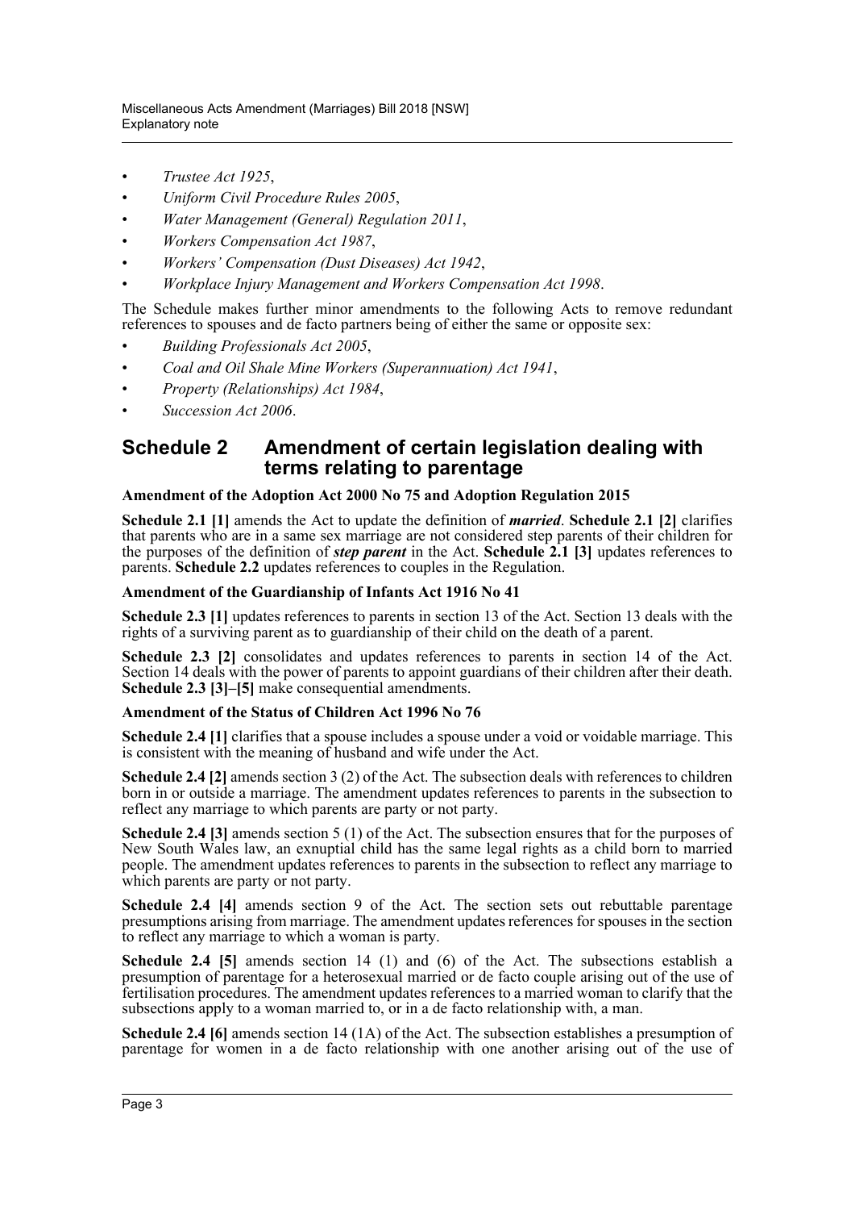- *Trustee Act 1925*,
- *Uniform Civil Procedure Rules 2005*,
- *Water Management (General) Regulation 2011*,
- *Workers Compensation Act 1987*,
- *Workers' Compensation (Dust Diseases) Act 1942*,
- *Workplace Injury Management and Workers Compensation Act 1998*.

The Schedule makes further minor amendments to the following Acts to remove redundant references to spouses and de facto partners being of either the same or opposite sex:

- *Building Professionals Act 2005*,
- *Coal and Oil Shale Mine Workers (Superannuation) Act 1941*,
- *Property (Relationships) Act 1984*,
- *Succession Act 2006*.

## Schedule 2 Amendment of certain legislation dealing with terms relating to parentage

**Amendment of the Adoption Act 2000 No 75 and Adoption Regulation 2015**

**Schedule 2.1 [1]** amends the Act to update the definition of ***married***. **Schedule 2.1 [2]** clarifies that parents who are in a same sex marriage are not considered step parents of their children for the purposes of the definition of ***step parent*** in the Act. **Schedule 2.1 [3]** updates references to parents. **Schedule 2.2** updates references to couples in the Regulation.

**Amendment of the Guardianship of Infants Act 1916 No 41**

**Schedule 2.3 [1]** updates references to parents in section 13 of the Act. Section 13 deals with the rights of a surviving parent as to guardianship of their child on the death of a parent.

**Schedule 2.3 [2]** consolidates and updates references to parents in section 14 of the Act. Section 14 deals with the power of parents to appoint guardians of their children after their death. **Schedule 2.3 [3]–[5]** make consequential amendments.

**Amendment of the Status of Children Act 1996 No 76**

**Schedule 2.4 [1]** clarifies that a spouse includes a spouse under a void or voidable marriage. This is consistent with the meaning of husband and wife under the Act.

**Schedule 2.4 [2]** amends section 3 (2) of the Act. The subsection deals with references to children born in or outside a marriage. The amendment updates references to parents in the subsection to reflect any marriage to which parents are party or not party.

**Schedule 2.4 [3]** amends section 5 (1) of the Act. The subsection ensures that for the purposes of New South Wales law, an exnuptial child has the same legal rights as a child born to married people. The amendment updates references to parents in the subsection to reflect any marriage to which parents are party or not party.

**Schedule 2.4 [4]** amends section 9 of the Act. The section sets out rebuttable parentage presumptions arising from marriage. The amendment updates references for spouses in the section to reflect any marriage to which a woman is party.

**Schedule 2.4 [5]** amends section 14 (1) and (6) of the Act. The subsections establish a presumption of parentage for a heterosexual married or de facto couple arising out of the use of fertilisation procedures. The amendment updates references to a married woman to clarify that the subsections apply to a woman married to, or in a de facto relationship with, a man.

**Schedule 2.4 [6]** amends section 14 (1A) of the Act. The subsection establishes a presumption of parentage for women in a de facto relationship with one another arising out of the use of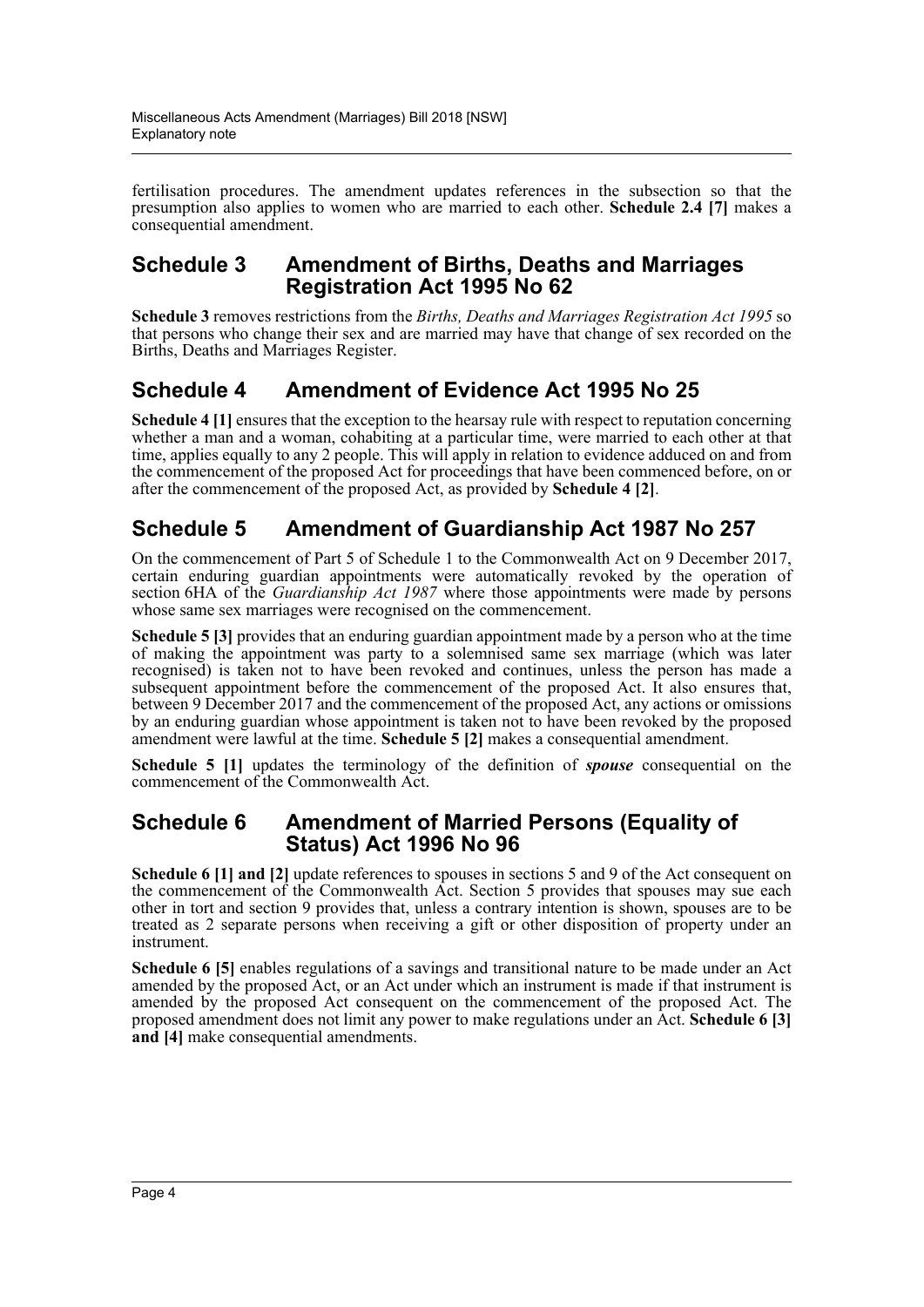fertilisation procedures. The amendment updates references in the subsection so that the presumption also applies to women who are married to each other. **Schedule 2.4 [7]** makes a consequential amendment.

## Schedule 3 Amendment of Births, Deaths and Marriages Registration Act 1995 No 62

**Schedule 3** removes restrictions from the *Births, Deaths and Marriages Registration Act 1995* so that persons who change their sex and are married may have that change of sex recorded on the Births, Deaths and Marriages Register.

## Schedule 4 Amendment of Evidence Act 1995 No 25

**Schedule 4 [1]** ensures that the exception to the hearsay rule with respect to reputation concerning whether a man and a woman, cohabiting at a particular time, were married to each other at that time, applies equally to any 2 people. This will apply in relation to evidence adduced on and from the commencement of the proposed Act for proceedings that have been commenced before, on or after the commencement of the proposed Act, as provided by **Schedule 4 [2]**.

## Schedule 5 Amendment of Guardianship Act 1987 No 257

On the commencement of Part 5 of Schedule 1 to the Commonwealth Act on 9 December 2017, certain enduring guardian appointments were automatically revoked by the operation of section 6HA of the *Guardianship Act 1987* where those appointments were made by persons whose same sex marriages were recognised on the commencement.

**Schedule 5 [3]** provides that an enduring guardian appointment made by a person who at the time of making the appointment was party to a solemnised same sex marriage (which was later recognised) is taken not to have been revoked and continues, unless the person has made a subsequent appointment before the commencement of the proposed Act. It also ensures that, between 9 December 2017 and the commencement of the proposed Act, any actions or omissions by an enduring guardian whose appointment is taken not to have been revoked by the proposed amendment were lawful at the time. **Schedule 5 [2]** makes a consequential amendment.

**Schedule 5 [1]** updates the terminology of the definition of ***spouse*** consequential on the commencement of the Commonwealth Act.

## Schedule 6 Amendment of Married Persons (Equality of Status) Act 1996 No 96

**Schedule 6 [1] and [2]** update references to spouses in sections 5 and 9 of the Act consequent on the commencement of the Commonwealth Act. Section 5 provides that spouses may sue each other in tort and section 9 provides that, unless a contrary intention is shown, spouses are to be treated as 2 separate persons when receiving a gift or other disposition of property under an instrument.

**Schedule 6 [5]** enables regulations of a savings and transitional nature to be made under an Act amended by the proposed Act, or an Act under which an instrument is made if that instrument is amended by the proposed Act consequent on the commencement of the proposed Act. The proposed amendment does not limit any power to make regulations under an Act. **Schedule 6 [3] and [4]** make consequential amendments.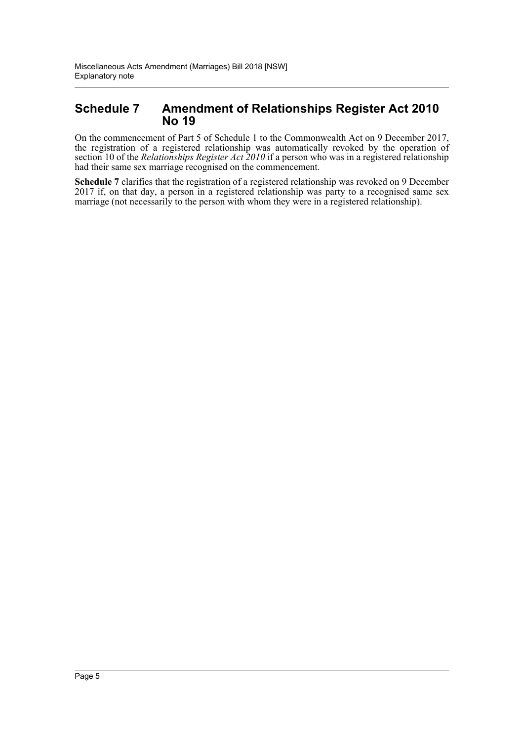## Schedule 7 Amendment of Relationships Register Act 2010 No 19

On the commencement of Part 5 of Schedule 1 to the Commonwealth Act on 9 December 2017, the registration of a registered relationship was automatically revoked by the operation of section 10 of the *Relationships Register Act 2010* if a person who was in a registered relationship had their same sex marriage recognised on the commencement.

**Schedule 7** clarifies that the registration of a registered relationship was revoked on 9 December 2017 if, on that day, a person in a registered relationship was party to a recognised same sex marriage (not necessarily to the person with whom they were in a registered relationship).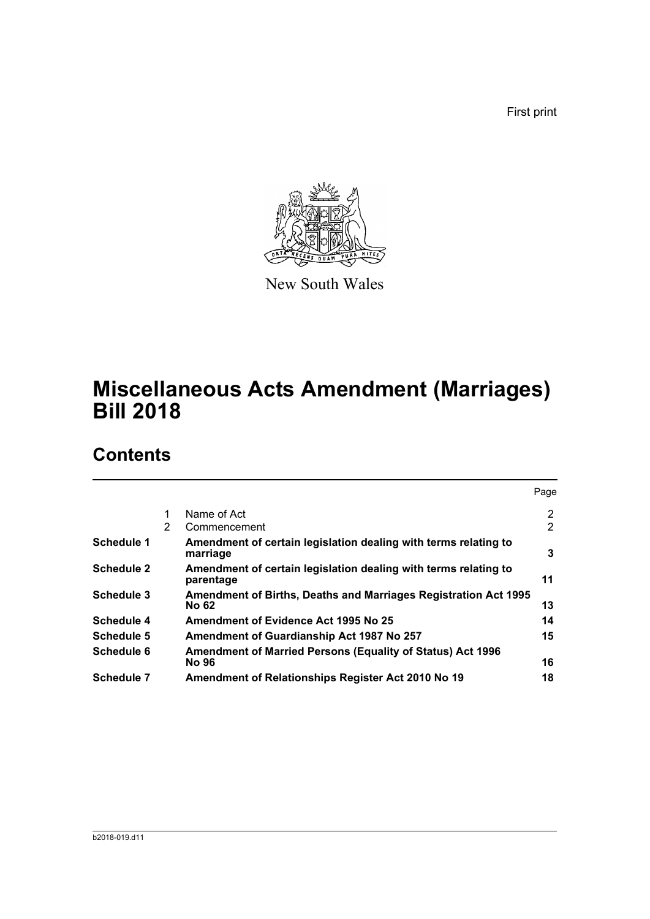First print

New South Wales

# Miscellaneous Acts Amendment (Marriages) Bill 2018

## Contents

| | | | Page |
|---|---|---|---|
| | 1 | Name of Act | 2 |
| | 2 | Commencement | 2 |
| **Schedule 1** | | **Amendment of certain legislation dealing with terms relating to marriage** | **3** |
| **Schedule 2** | | **Amendment of certain legislation dealing with terms relating to parentage** | **11** |
| **Schedule 3** | | **Amendment of Births, Deaths and Marriages Registration Act 1995 No 62** | **13** |
| **Schedule 4** | | **Amendment of Evidence Act 1995 No 25** | **14** |
| **Schedule 5** | | **Amendment of Guardianship Act 1987 No 257** | **15** |
| **Schedule 6** | | **Amendment of Married Persons (Equality of Status) Act 1996 No 96** | **16** |
| **Schedule 7** | | **Amendment of Relationships Register Act 2010 No 19** | **18** |

b2018-019.d11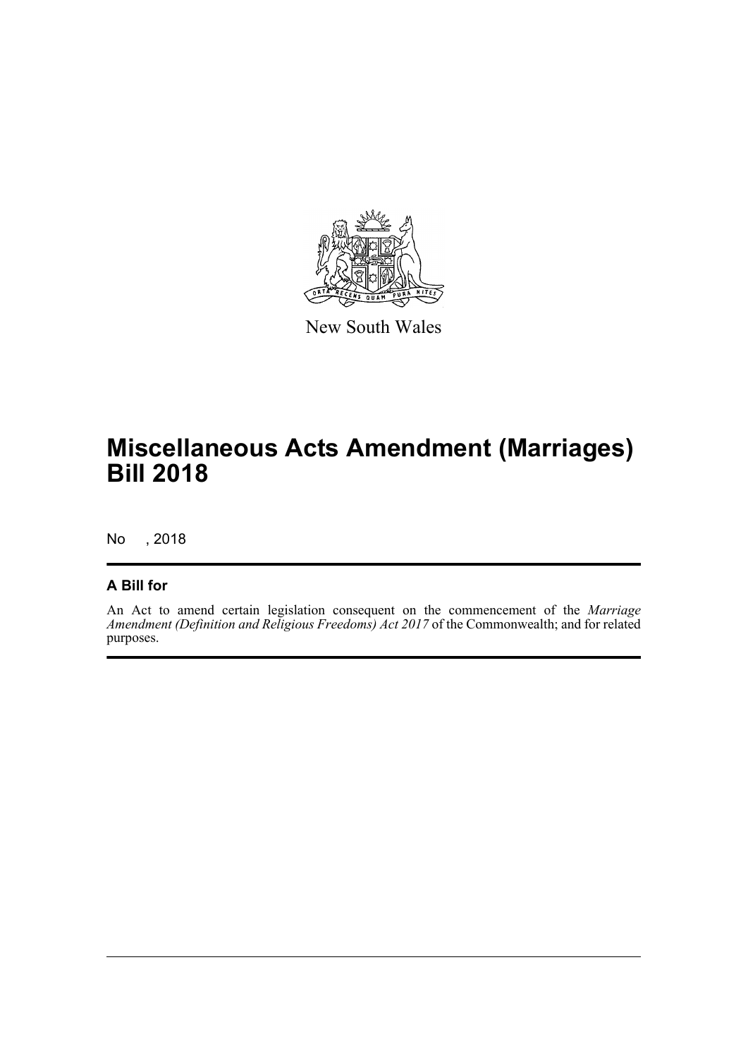New South Wales

# Miscellaneous Acts Amendment (Marriages) Bill 2018

No , 2018

## A Bill for

An Act to amend certain legislation consequent on the commencement of the *Marriage Amendment (Definition and Religious Freedoms) Act 2017* of the Commonwealth; and for related purposes.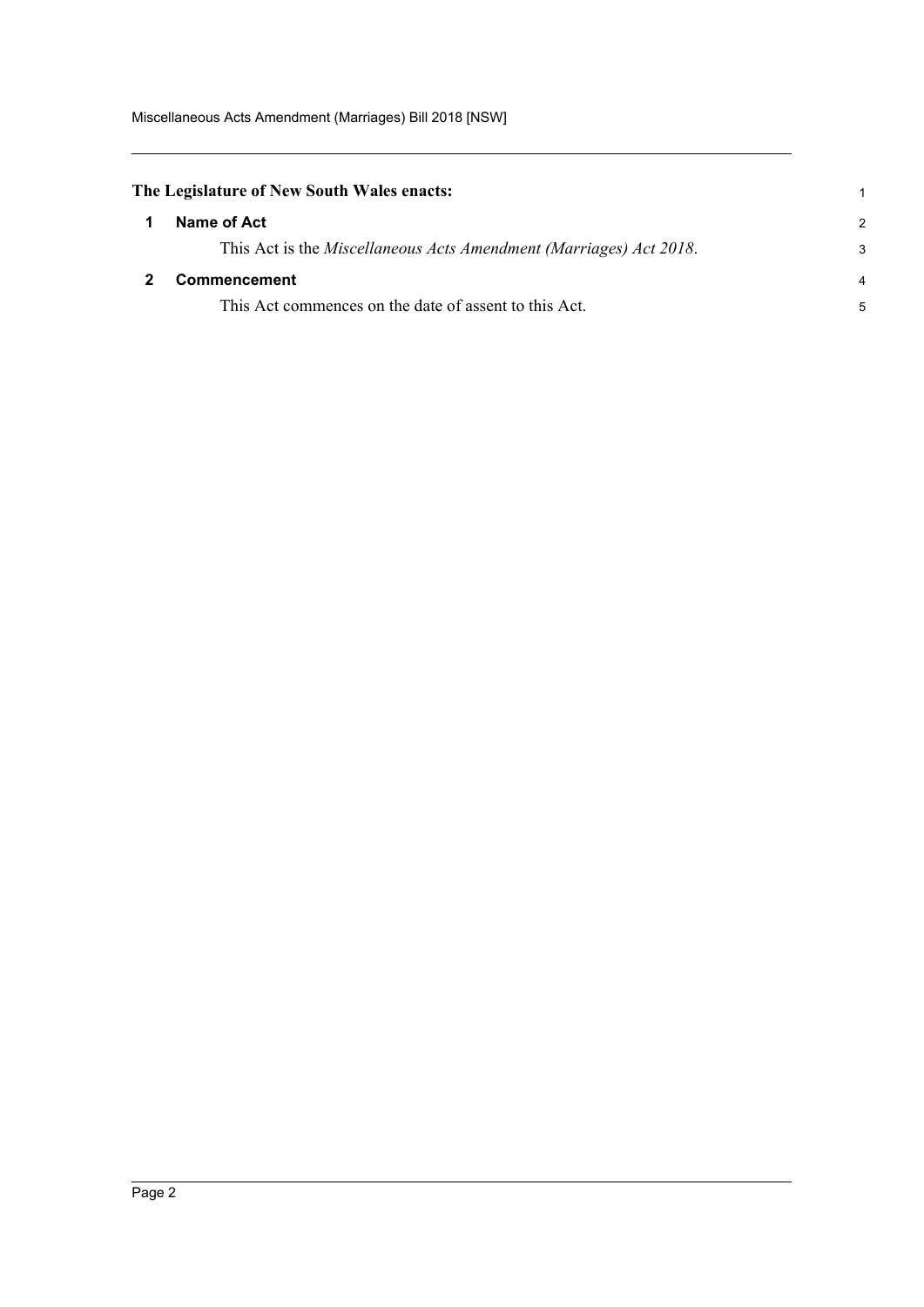**The Legislature of New South Wales enacts:**

## 1 Name of Act

This Act is the *Miscellaneous Acts Amendment (Marriages) Act 2018*.

## 2 Commencement

This Act commences on the date of assent to this Act.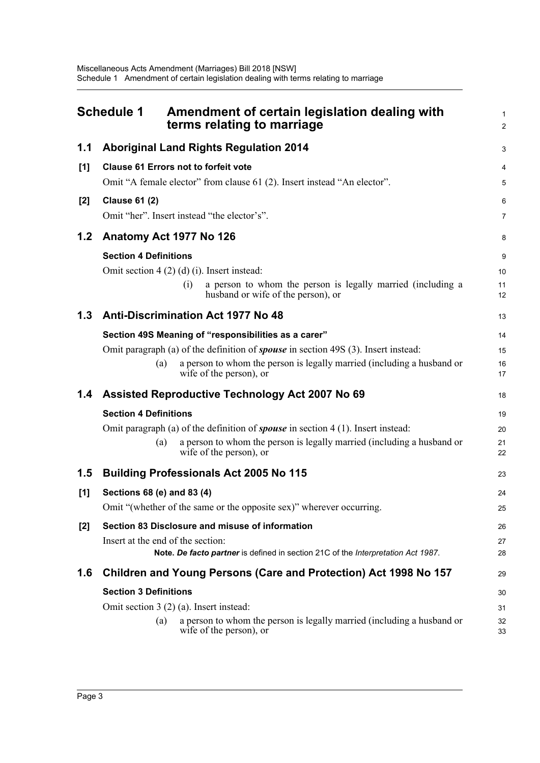# Schedule 1 Amendment of certain legislation dealing with terms relating to marriage

## 1.1 Aboriginal Land Rights Regulation 2014

**[1] Clause 61 Errors not to forfeit vote**

Omit "A female elector" from clause 61 (2). Insert instead "An elector".

**[2] Clause 61 (2)**

Omit "her". Insert instead "the elector's".

## 1.2 Anatomy Act 1977 No 126

**Section 4 Definitions**

Omit section 4 (2) (d) (i). Insert instead:

(i) a person to whom the person is legally married (including a husband or wife of the person), or

## 1.3 Anti-Discrimination Act 1977 No 48

**Section 49S Meaning of "responsibilities as a carer"**

Omit paragraph (a) of the definition of ***spouse*** in section 49S (3). Insert instead:

(a) a person to whom the person is legally married (including a husband or wife of the person), or

## 1.4 Assisted Reproductive Technology Act 2007 No 69

**Section 4 Definitions**

Omit paragraph (a) of the definition of ***spouse*** in section 4 (1). Insert instead:

(a) a person to whom the person is legally married (including a husband or wife of the person), or

## 1.5 Building Professionals Act 2005 No 115

**[1] Sections 68 (e) and 83 (4)**

Omit "(whether of the same or the opposite sex)" wherever occurring.

**[2] Section 83 Disclosure and misuse of information**

Insert at the end of the section:

**Note.** ***De facto partner*** **is defined in section 21C of the** ***Interpretation Act 1987*****.**

## 1.6 Children and Young Persons (Care and Protection) Act 1998 No 157

**Section 3 Definitions**

Omit section 3 (2) (a). Insert instead:

(a) a person to whom the person is legally married (including a husband or wife of the person), or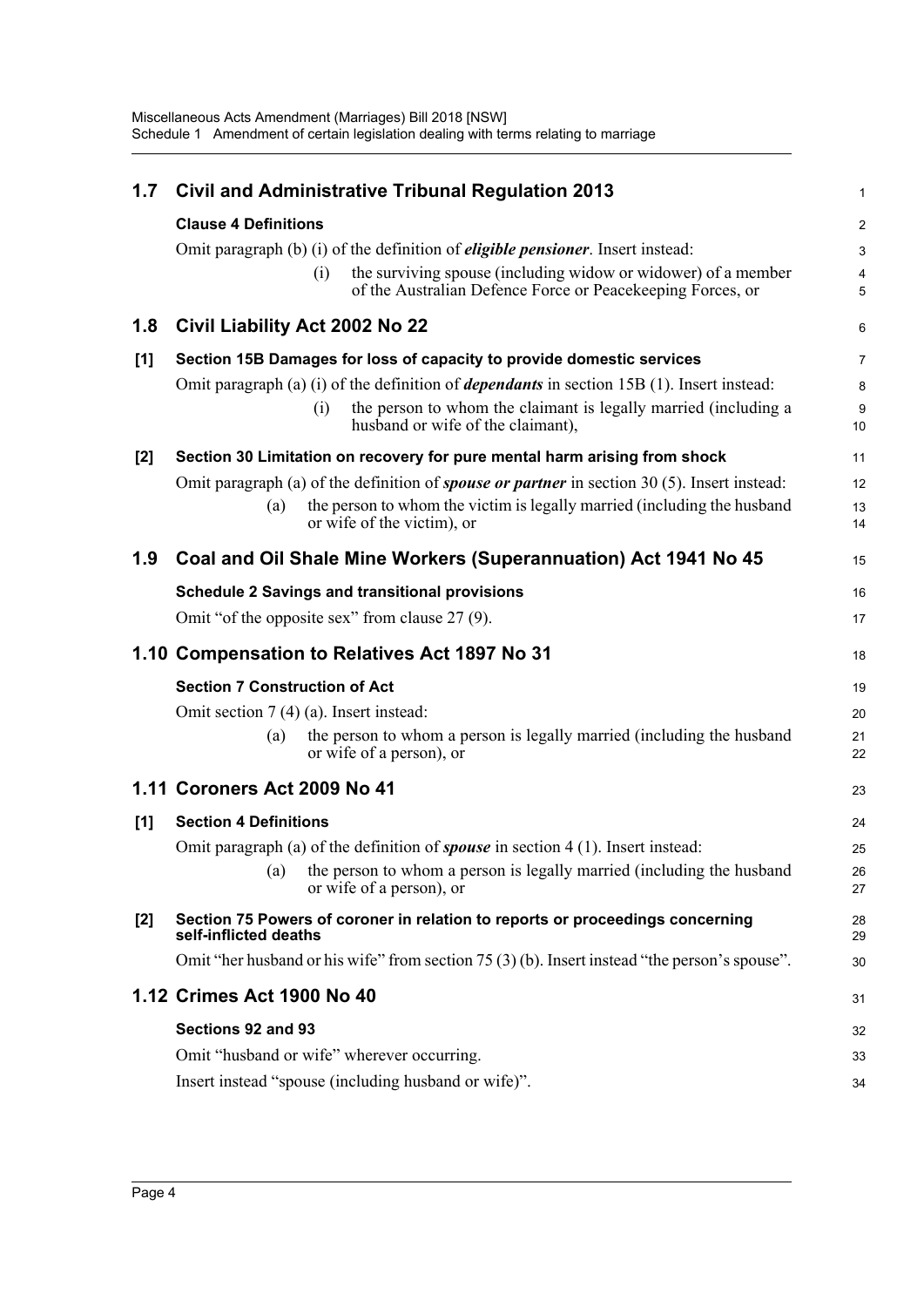## 1.7 Civil and Administrative Tribunal Regulation 2013

### Clause 4 Definitions

Omit paragraph (b) (i) of the definition of ***eligible pensioner***. Insert instead:

> (i) the surviving spouse (including widow or widower) of a member of the Australian Defence Force or Peacekeeping Forces, or

## 1.8 Civil Liability Act 2002 No 22

### [1] Section 15B Damages for loss of capacity to provide domestic services

Omit paragraph (a) (i) of the definition of ***dependants*** in section 15B (1). Insert instead:

> (i) the person to whom the claimant is legally married (including a husband or wife of the claimant),

### [2] Section 30 Limitation on recovery for pure mental harm arising from shock

Omit paragraph (a) of the definition of ***spouse or partner*** in section 30 (5). Insert instead:

> (a) the person to whom the victim is legally married (including the husband or wife of the victim), or

## 1.9 Coal and Oil Shale Mine Workers (Superannuation) Act 1941 No 45

### Schedule 2 Savings and transitional provisions

Omit "of the opposite sex" from clause 27 (9).

## 1.10 Compensation to Relatives Act 1897 No 31

### Section 7 Construction of Act

Omit section 7 (4) (a). Insert instead:

> (a) the person to whom a person is legally married (including the husband or wife of a person), or

## 1.11 Coroners Act 2009 No 41

### [1] Section 4 Definitions

Omit paragraph (a) of the definition of ***spouse*** in section 4 (1). Insert instead:

> (a) the person to whom a person is legally married (including the husband or wife of a person), or

### [2] Section 75 Powers of coroner in relation to reports or proceedings concerning self-inflicted deaths

Omit "her husband or his wife" from section 75 (3) (b). Insert instead "the person's spouse".

## 1.12 Crimes Act 1900 No 40

### Sections 92 and 93

Omit "husband or wife" wherever occurring.

Insert instead "spouse (including husband or wife)".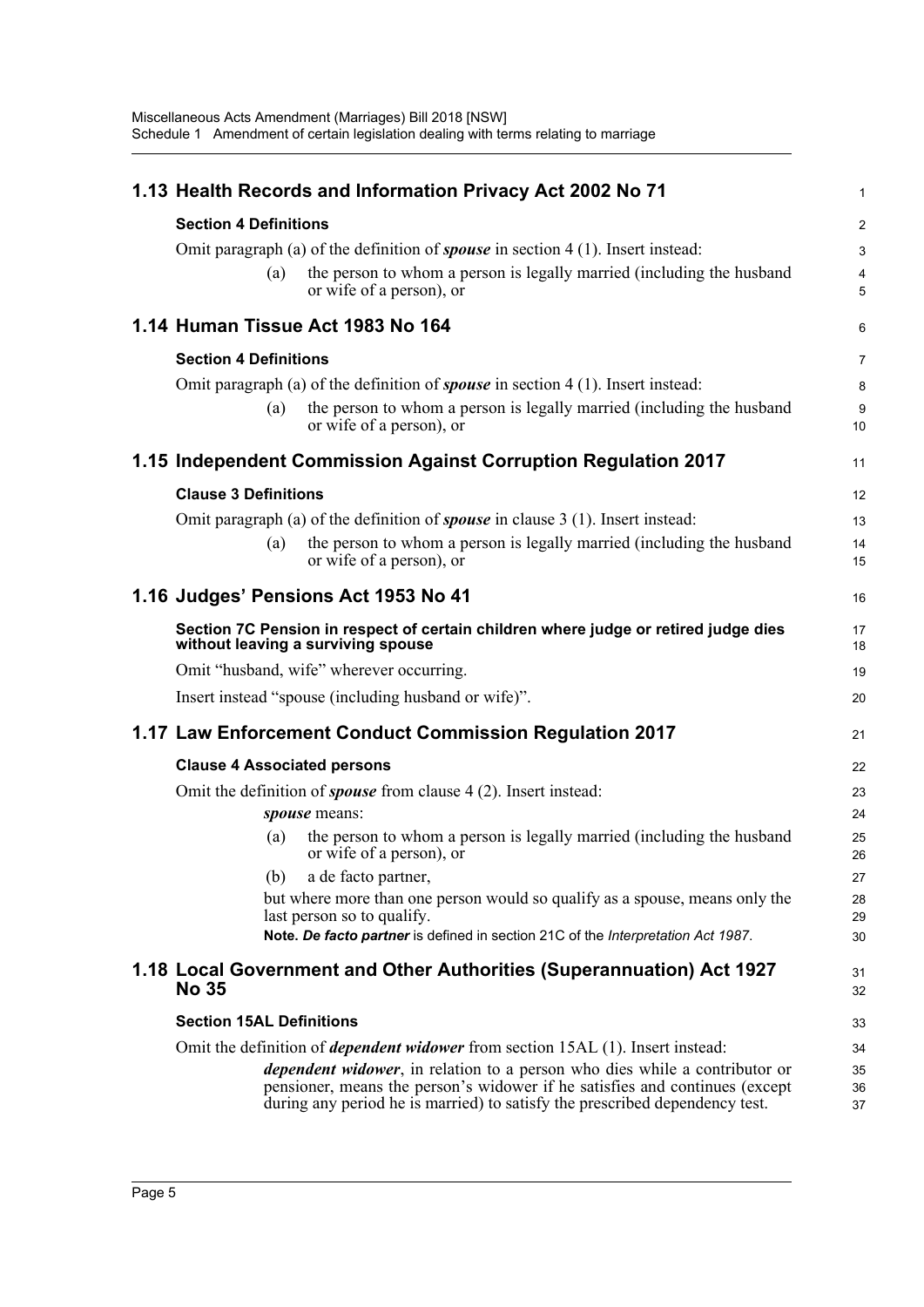## 1.13 Health Records and Information Privacy Act 2002 No 71

### Section 4 Definitions

Omit paragraph (a) of the definition of ***spouse*** in section 4 (1). Insert instead:

(a) the person to whom a person is legally married (including the husband or wife of a person), or

## 1.14 Human Tissue Act 1983 No 164

### Section 4 Definitions

Omit paragraph (a) of the definition of ***spouse*** in section 4 (1). Insert instead:

(a) the person to whom a person is legally married (including the husband or wife of a person), or

## 1.15 Independent Commission Against Corruption Regulation 2017

### Clause 3 Definitions

Omit paragraph (a) of the definition of ***spouse*** in clause 3 (1). Insert instead:

(a) the person to whom a person is legally married (including the husband or wife of a person), or

## 1.16 Judges' Pensions Act 1953 No 41

### Section 7C Pension in respect of certain children where judge or retired judge dies without leaving a surviving spouse

Omit "husband, wife" wherever occurring.

Insert instead "spouse (including husband or wife)".

## 1.17 Law Enforcement Conduct Commission Regulation 2017

### Clause 4 Associated persons

Omit the definition of ***spouse*** from clause 4 (2). Insert instead:

***spouse*** means:

(a) the person to whom a person is legally married (including the husband or wife of a person), or

(b) a de facto partner,

but where more than one person would so qualify as a spouse, means only the last person so to qualify.

**Note. *De facto partner*** is defined in section 21C of the *Interpretation Act 1987*.

## 1.18 Local Government and Other Authorities (Superannuation) Act 1927 No 35

### Section 15AL Definitions

Omit the definition of ***dependent widower*** from section 15AL (1). Insert instead:

***dependent widower***, in relation to a person who dies while a contributor or pensioner, means the person's widower if he satisfies and continues (except during any period he is married) to satisfy the prescribed dependency test.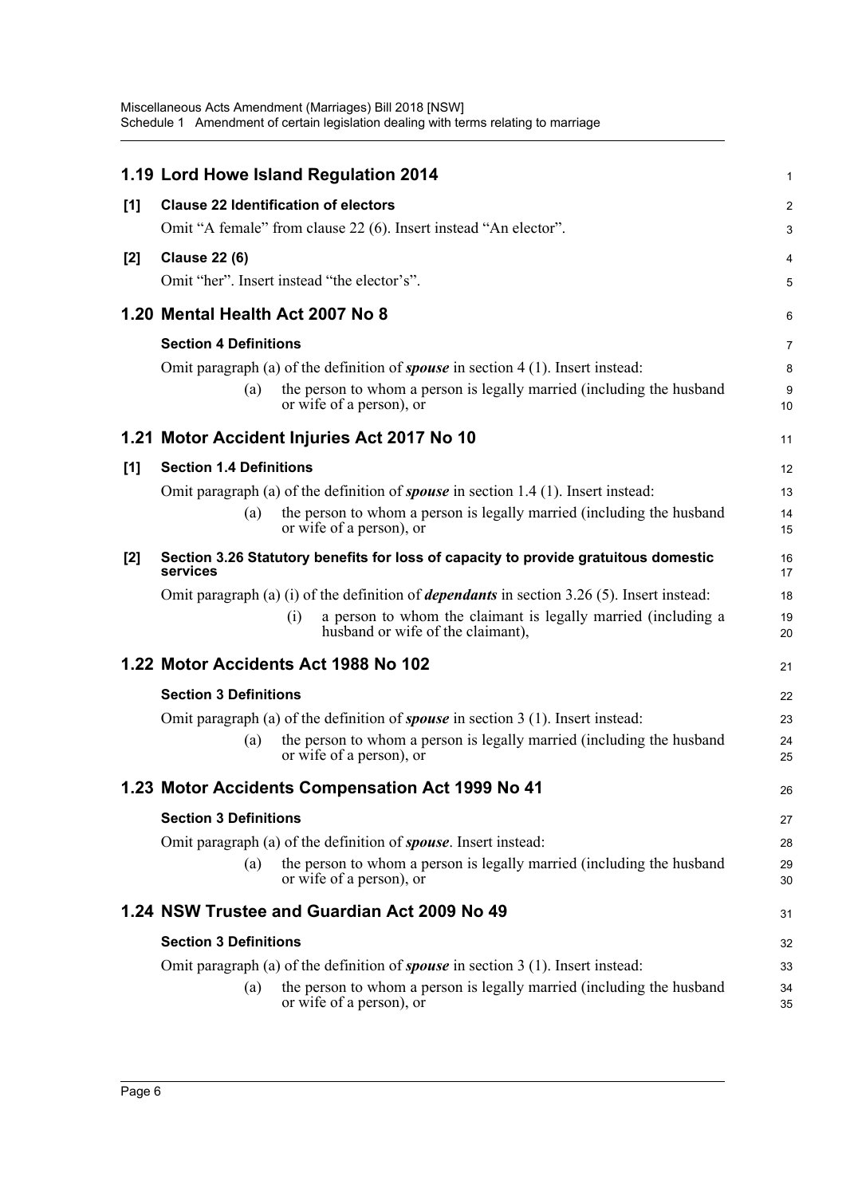## 1.19 Lord Howe Island Regulation 2014

**[1] Clause 22 Identification of electors**

Omit "A female" from clause 22 (6). Insert instead "An elector".

**[2] Clause 22 (6)**

Omit "her". Insert instead "the elector's".

## 1.20 Mental Health Act 2007 No 8

**Section 4 Definitions**

Omit paragraph (a) of the definition of ***spouse*** in section 4 (1). Insert instead:

(a) the person to whom a person is legally married (including the husband or wife of a person), or

## 1.21 Motor Accident Injuries Act 2017 No 10

**[1] Section 1.4 Definitions**

Omit paragraph (a) of the definition of ***spouse*** in section 1.4 (1). Insert instead:

(a) the person to whom a person is legally married (including the husband or wife of a person), or

**[2] Section 3.26 Statutory benefits for loss of capacity to provide gratuitous domestic services**

Omit paragraph (a) (i) of the definition of ***dependants*** in section 3.26 (5). Insert instead:

(i) a person to whom the claimant is legally married (including a husband or wife of the claimant),

## 1.22 Motor Accidents Act 1988 No 102

**Section 3 Definitions**

Omit paragraph (a) of the definition of ***spouse*** in section 3 (1). Insert instead:

(a) the person to whom a person is legally married (including the husband or wife of a person), or

## 1.23 Motor Accidents Compensation Act 1999 No 41

**Section 3 Definitions**

Omit paragraph (a) of the definition of ***spouse***. Insert instead:

(a) the person to whom a person is legally married (including the husband or wife of a person), or

## 1.24 NSW Trustee and Guardian Act 2009 No 49

**Section 3 Definitions**

Omit paragraph (a) of the definition of ***spouse*** in section 3 (1). Insert instead:

(a) the person to whom a person is legally married (including the husband or wife of a person), or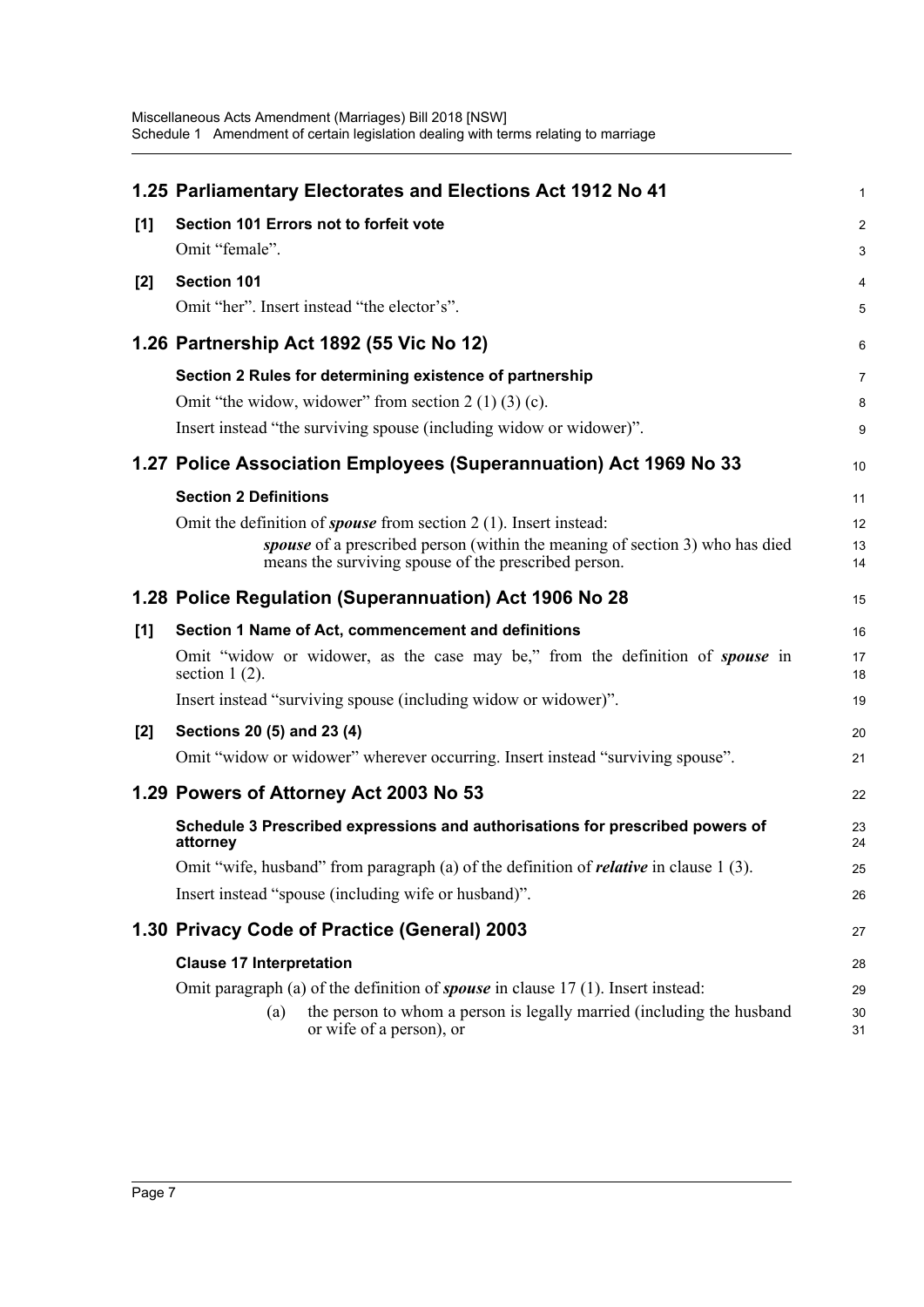## 1.25 Parliamentary Electorates and Elections Act 1912 No 41

**[1] Section 101 Errors not to forfeit vote**

Omit "female".

**[2] Section 101**

Omit "her". Insert instead "the elector's".

## 1.26 Partnership Act 1892 (55 Vic No 12)

**Section 2 Rules for determining existence of partnership**

Omit "the widow, widower" from section 2 (1) (3) (c).

Insert instead "the surviving spouse (including widow or widower)".

## 1.27 Police Association Employees (Superannuation) Act 1969 No 33

**Section 2 Definitions**

Omit the definition of ***spouse*** from section 2 (1). Insert instead:

> ***spouse*** of a prescribed person (within the meaning of section 3) who has died means the surviving spouse of the prescribed person.

## 1.28 Police Regulation (Superannuation) Act 1906 No 28

**[1] Section 1 Name of Act, commencement and definitions**

Omit "widow or widower, as the case may be," from the definition of ***spouse*** in section 1 (2).

Insert instead "surviving spouse (including widow or widower)".

**[2] Sections 20 (5) and 23 (4)**

Omit "widow or widower" wherever occurring. Insert instead "surviving spouse".

## 1.29 Powers of Attorney Act 2003 No 53

**Schedule 3 Prescribed expressions and authorisations for prescribed powers of attorney**

Omit "wife, husband" from paragraph (a) of the definition of ***relative*** in clause 1 (3).

Insert instead "spouse (including wife or husband)".

## 1.30 Privacy Code of Practice (General) 2003

**Clause 17 Interpretation**

Omit paragraph (a) of the definition of ***spouse*** in clause 17 (1). Insert instead:

> (a) the person to whom a person is legally married (including the husband or wife of a person), or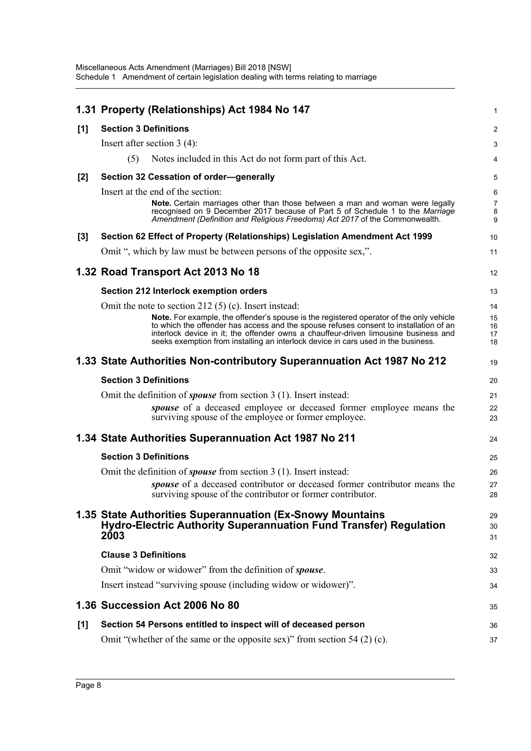## 1.31 Property (Relationships) Act 1984 No 147

**[1] Section 3 Definitions**

Insert after section 3 (4):

(5) Notes included in this Act do not form part of this Act.

**[2] Section 32 Cessation of order—generally**

Insert at the end of the section:

**Note.** Certain marriages other than those between a man and woman were legally recognised on 9 December 2017 because of Part 5 of Schedule 1 to the *Marriage Amendment (Definition and Religious Freedoms) Act 2017* of the Commonwealth.

**[3] Section 62 Effect of Property (Relationships) Legislation Amendment Act 1999**

Omit ", which by law must be between persons of the opposite sex,".

## 1.32 Road Transport Act 2013 No 18

**Section 212 Interlock exemption orders**

Omit the note to section 212 (5) (c). Insert instead:

**Note.** For example, the offender's spouse is the registered operator of the only vehicle to which the offender has access and the spouse refuses consent to installation of an interlock device in it; the offender owns a chauffeur-driven limousine business and seeks exemption from installing an interlock device in cars used in the business.

## 1.33 State Authorities Non-contributory Superannuation Act 1987 No 212

**Section 3 Definitions**

Omit the definition of ***spouse*** from section 3 (1). Insert instead:

***spouse*** of a deceased employee or deceased former employee means the surviving spouse of the employee or former employee.

## 1.34 State Authorities Superannuation Act 1987 No 211

**Section 3 Definitions**

Omit the definition of ***spouse*** from section 3 (1). Insert instead:

***spouse*** of a deceased contributor or deceased former contributor means the surviving spouse of the contributor or former contributor.

## 1.35 State Authorities Superannuation (Ex-Snowy Mountains Hydro-Electric Authority Superannuation Fund Transfer) Regulation 2003

**Clause 3 Definitions**

Omit "widow or widower" from the definition of ***spouse***.

Insert instead "surviving spouse (including widow or widower)".

## 1.36 Succession Act 2006 No 80

**[1] Section 54 Persons entitled to inspect will of deceased person**

Omit "(whether of the same or the opposite sex)" from section 54 (2) (c).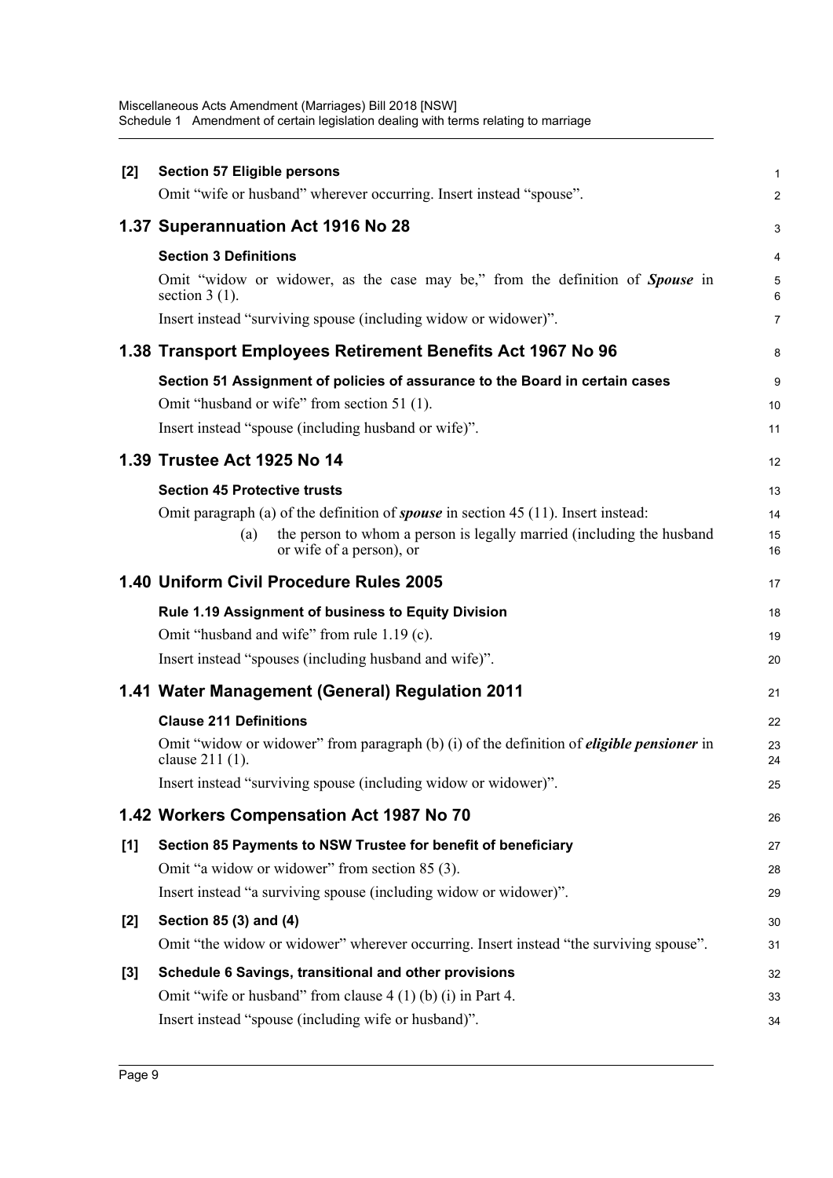**[2] Section 57 Eligible persons**

Omit "wife or husband" wherever occurring. Insert instead "spouse".

## 1.37 Superannuation Act 1916 No 28

**Section 3 Definitions**

Omit "widow or widower, as the case may be," from the definition of ***Spouse*** in section 3 (1).

Insert instead "surviving spouse (including widow or widower)".

## 1.38 Transport Employees Retirement Benefits Act 1967 No 96

**Section 51 Assignment of policies of assurance to the Board in certain cases**

Omit "husband or wife" from section 51 (1).

Insert instead "spouse (including husband or wife)".

## 1.39 Trustee Act 1925 No 14

**Section 45 Protective trusts**

Omit paragraph (a) of the definition of ***spouse*** in section 45 (11). Insert instead:

(a) the person to whom a person is legally married (including the husband or wife of a person), or

## 1.40 Uniform Civil Procedure Rules 2005

**Rule 1.19 Assignment of business to Equity Division**

Omit "husband and wife" from rule 1.19 (c).

Insert instead "spouses (including husband and wife)".

## 1.41 Water Management (General) Regulation 2011

**Clause 211 Definitions**

Omit "widow or widower" from paragraph (b) (i) of the definition of ***eligible pensioner*** in clause 211 (1).

Insert instead "surviving spouse (including widow or widower)".

## 1.42 Workers Compensation Act 1987 No 70

**[1] Section 85 Payments to NSW Trustee for benefit of beneficiary**

Omit "a widow or widower" from section 85 (3).

Insert instead "a surviving spouse (including widow or widower)".

**[2] Section 85 (3) and (4)**

Omit "the widow or widower" wherever occurring. Insert instead "the surviving spouse".

**[3] Schedule 6 Savings, transitional and other provisions**

Omit "wife or husband" from clause 4 (1) (b) (i) in Part 4.

Insert instead "spouse (including wife or husband)".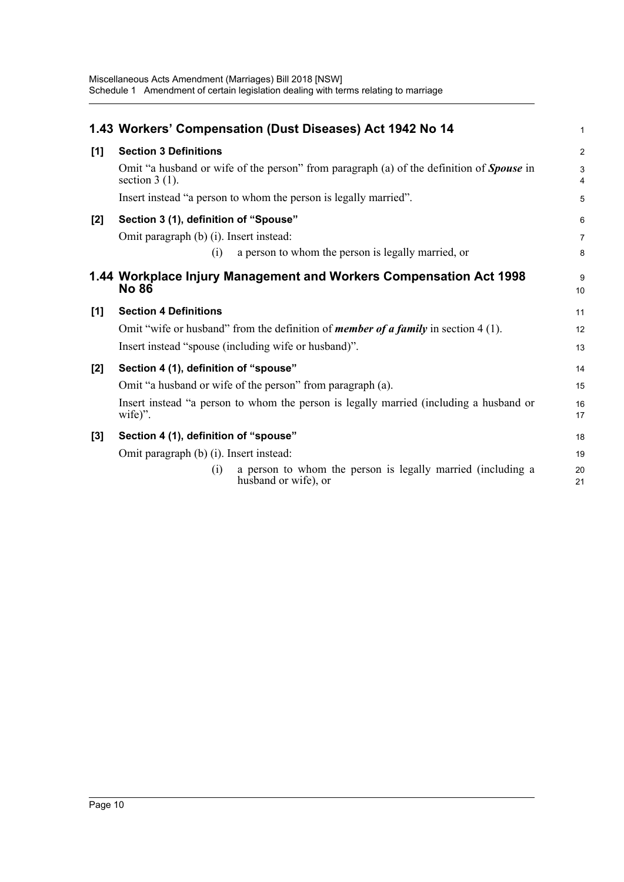## 1.43 Workers' Compensation (Dust Diseases) Act 1942 No 14

**[1] Section 3 Definitions**

Omit "a husband or wife of the person" from paragraph (a) of the definition of ***Spouse*** in section 3 (1).

Insert instead "a person to whom the person is legally married".

**[2] Section 3 (1), definition of "Spouse"**

Omit paragraph (b) (i). Insert instead:

(i) a person to whom the person is legally married, or

## 1.44 Workplace Injury Management and Workers Compensation Act 1998 No 86

**[1] Section 4 Definitions**

Omit "wife or husband" from the definition of ***member of a family*** in section 4 (1).

Insert instead "spouse (including wife or husband)".

**[2] Section 4 (1), definition of "spouse"**

Omit "a husband or wife of the person" from paragraph (a).

Insert instead "a person to whom the person is legally married (including a husband or wife)".

**[3] Section 4 (1), definition of "spouse"**

Omit paragraph (b) (i). Insert instead:

(i) a person to whom the person is legally married (including a husband or wife), or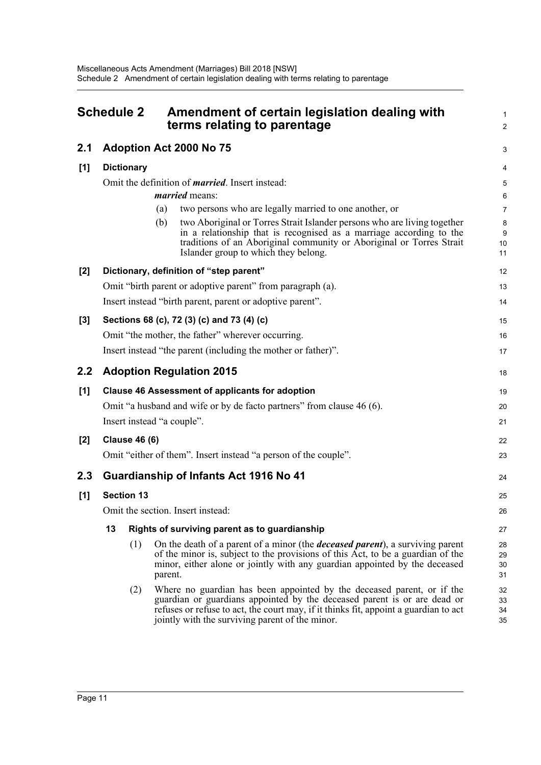## Schedule 2 Amendment of certain legislation dealing with terms relating to parentage

### 2.1 Adoption Act 2000 No 75

**[1] Dictionary**

Omit the definition of ***married***. Insert instead:

> ***married*** means:
>
> (a) two persons who are legally married to one another, or
>
> (b) two Aboriginal or Torres Strait Islander persons who are living together in a relationship that is recognised as a marriage according to the traditions of an Aboriginal community or Aboriginal or Torres Strait Islander group to which they belong.

**[2] Dictionary, definition of "step parent"**

Omit "birth parent or adoptive parent" from paragraph (a).

Insert instead "birth parent, parent or adoptive parent".

**[3] Sections 68 (c), 72 (3) (c) and 73 (4) (c)**

Omit "the mother, the father" wherever occurring.

Insert instead "the parent (including the mother or father)".

### 2.2 Adoption Regulation 2015

**[1] Clause 46 Assessment of applicants for adoption**

Omit "a husband and wife or by de facto partners" from clause 46 (6).

Insert instead "a couple".

**[2] Clause 46 (6)**

Omit "either of them". Insert instead "a person of the couple".

### 2.3 Guardianship of Infants Act 1916 No 41

**[1] Section 13**

Omit the section. Insert instead:

> **13 Rights of surviving parent as to guardianship**
>
> (1) On the death of a parent of a minor (the ***deceased parent***), a surviving parent of the minor is, subject to the provisions of this Act, to be a guardian of the minor, either alone or jointly with any guardian appointed by the deceased parent.
>
> (2) Where no guardian has been appointed by the deceased parent, or if the guardian or guardians appointed by the deceased parent is or are dead or refuses or refuse to act, the court may, if it thinks fit, appoint a guardian to act jointly with the surviving parent of the minor.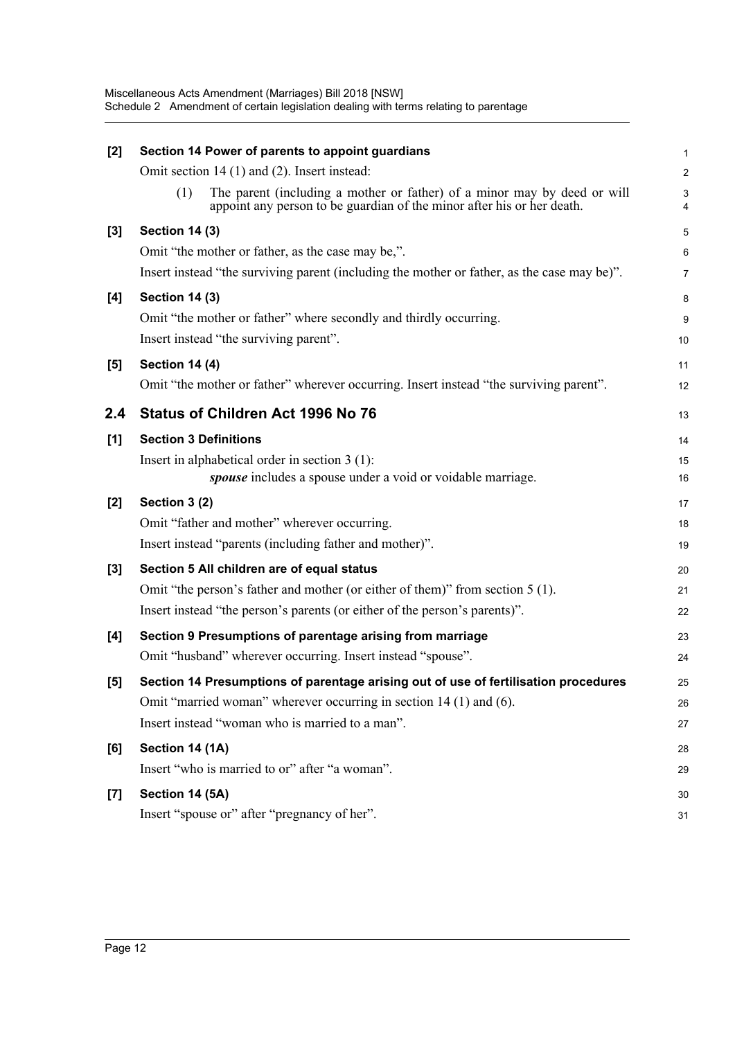**[2] Section 14 Power of parents to appoint guardians**

Omit section 14 (1) and (2). Insert instead:

(1) The parent (including a mother or father) of a minor may by deed or will appoint any person to be guardian of the minor after his or her death.

**[3] Section 14 (3)**

Omit "the mother or father, as the case may be,".

Insert instead "the surviving parent (including the mother or father, as the case may be)".

**[4] Section 14 (3)**

Omit "the mother or father" where secondly and thirdly occurring.

Insert instead "the surviving parent".

**[5] Section 14 (4)**

Omit "the mother or father" wherever occurring. Insert instead "the surviving parent".

## 2.4 Status of Children Act 1996 No 76

**[1] Section 3 Definitions**

Insert in alphabetical order in section 3 (1):

***spouse*** includes a spouse under a void or voidable marriage.

**[2] Section 3 (2)**

Omit "father and mother" wherever occurring.

Insert instead "parents (including father and mother)".

**[3] Section 5 All children are of equal status**

Omit "the person's father and mother (or either of them)" from section 5 (1).

Insert instead "the person's parents (or either of the person's parents)".

**[4] Section 9 Presumptions of parentage arising from marriage**

Omit "husband" wherever occurring. Insert instead "spouse".

**[5] Section 14 Presumptions of parentage arising out of use of fertilisation procedures**

Omit "married woman" wherever occurring in section 14 (1) and (6).

Insert instead "woman who is married to a man".

**[6] Section 14 (1A)**

Insert "who is married to or" after "a woman".

**[7] Section 14 (5A)**

Insert "spouse or" after "pregnancy of her".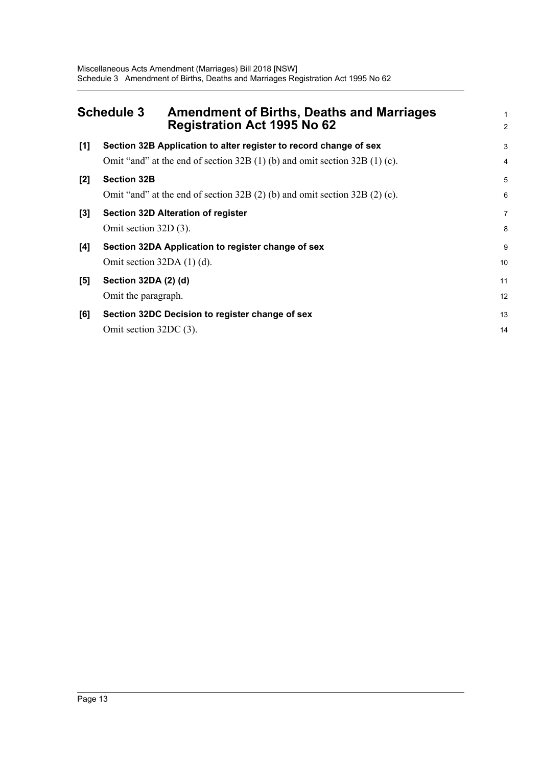# Schedule 3 Amendment of Births, Deaths and Marriages Registration Act 1995 No 62

**[1] Section 32B Application to alter register to record change of sex**

Omit "and" at the end of section 32B (1) (b) and omit section 32B (1) (c).

**[2] Section 32B**

Omit "and" at the end of section 32B (2) (b) and omit section 32B (2) (c).

**[3] Section 32D Alteration of register**

Omit section 32D (3).

**[4] Section 32DA Application to register change of sex**

Omit section 32DA (1) (d).

**[5] Section 32DA (2) (d)**

Omit the paragraph.

**[6] Section 32DC Decision to register change of sex**

Omit section 32DC (3).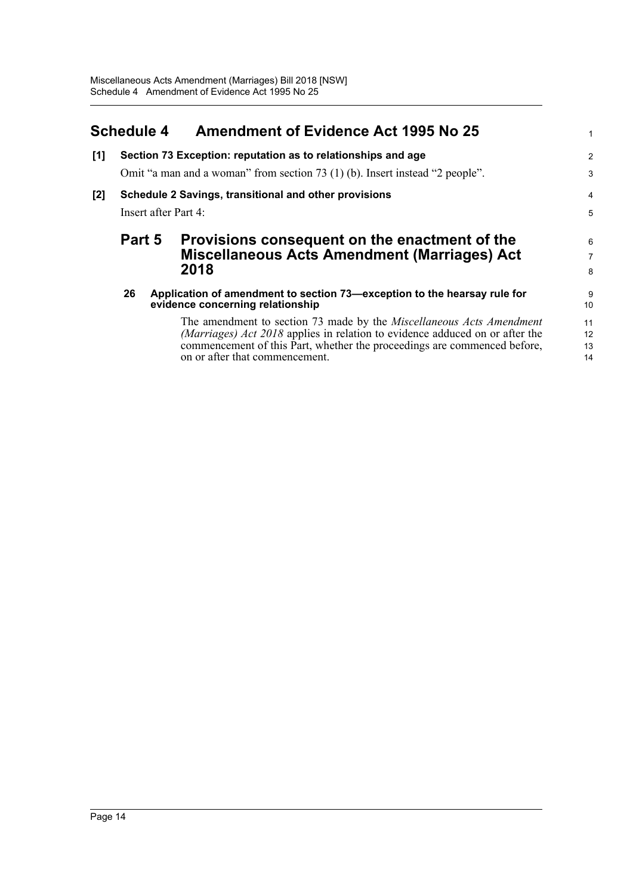## Schedule 4 Amendment of Evidence Act 1995 No 25

**[1] Section 73 Exception: reputation as to relationships and age**

Omit "a man and a woman" from section 73 (1) (b). Insert instead "2 people".

**[2] Schedule 2 Savings, transitional and other provisions**

Insert after Part 4:

### Part 5 Provisions consequent on the enactment of the Miscellaneous Acts Amendment (Marriages) Act 2018

**26 Application of amendment to section 73—exception to the hearsay rule for evidence concerning relationship**

The amendment to section 73 made by the *Miscellaneous Acts Amendment (Marriages) Act 2018* applies in relation to evidence adduced on or after the commencement of this Part, whether the proceedings are commenced before, on or after that commencement.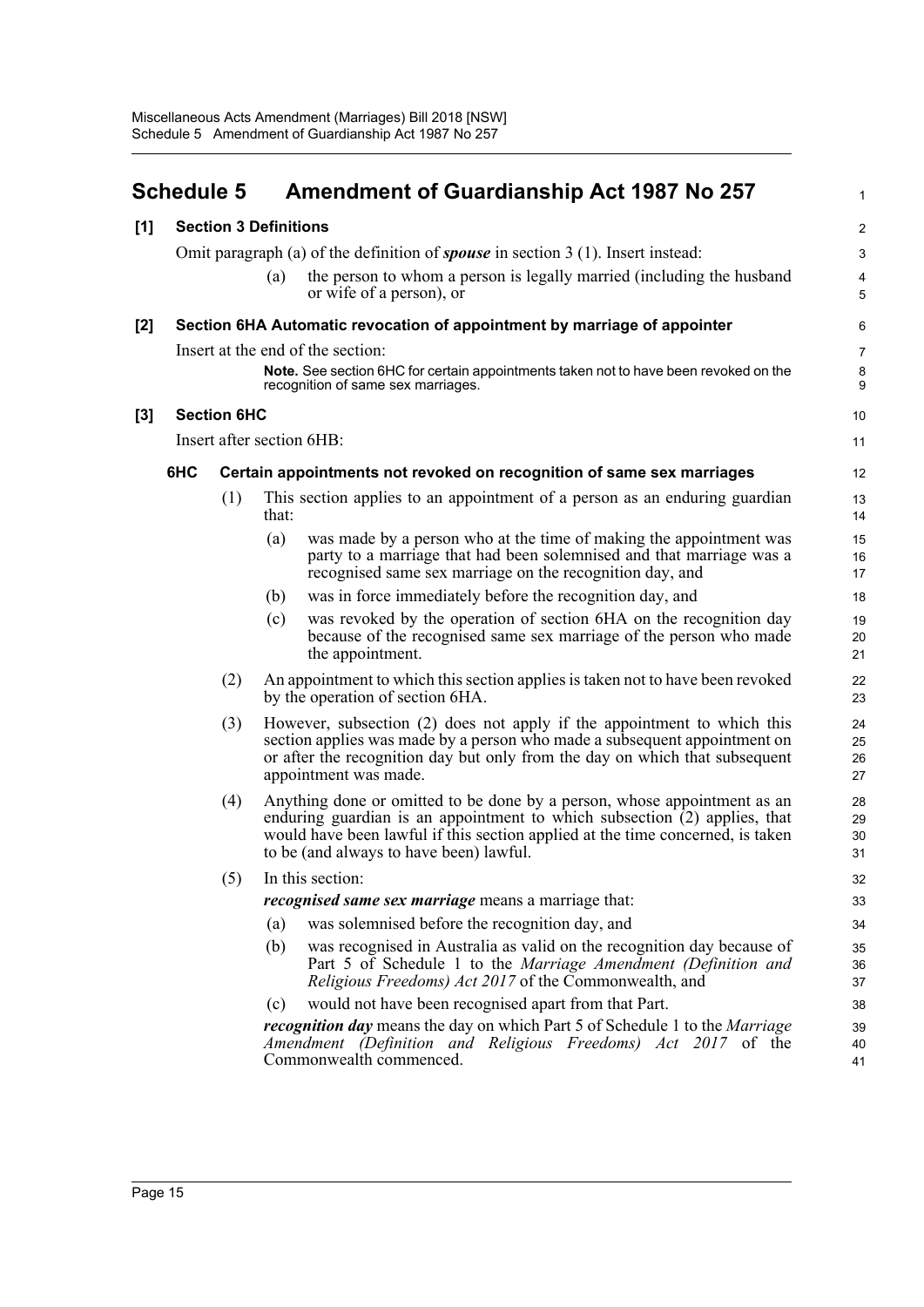# Schedule 5 Amendment of Guardianship Act 1987 No 257

**[1] Section 3 Definitions**

Omit paragraph (a) of the definition of ***spouse*** in section 3 (1). Insert instead:

(a) the person to whom a person is legally married (including the husband or wife of a person), or

**[2] Section 6HA Automatic revocation of appointment by marriage of appointer**

Insert at the end of the section:

**Note.** See section 6HC for certain appointments taken not to have been revoked on the recognition of same sex marriages.

**[3] Section 6HC**

Insert after section 6HB:

**6HC Certain appointments not revoked on recognition of same sex marriages**

(1) This section applies to an appointment of a person as an enduring guardian that:

(a) was made by a person who at the time of making the appointment was party to a marriage that had been solemnised and that marriage was a recognised same sex marriage on the recognition day, and

(b) was in force immediately before the recognition day, and

(c) was revoked by the operation of section 6HA on the recognition day because of the recognised same sex marriage of the person who made the appointment.

(2) An appointment to which this section applies is taken not to have been revoked by the operation of section 6HA.

(3) However, subsection (2) does not apply if the appointment to which this section applies was made by a person who made a subsequent appointment on or after the recognition day but only from the day on which that subsequent appointment was made.

(4) Anything done or omitted to be done by a person, whose appointment as an enduring guardian is an appointment to which subsection (2) applies, that would have been lawful if this section applied at the time concerned, is taken to be (and always to have been) lawful.

(5) In this section:

***recognised same sex marriage*** means a marriage that:

(a) was solemnised before the recognition day, and

(b) was recognised in Australia as valid on the recognition day because of Part 5 of Schedule 1 to the *Marriage Amendment (Definition and Religious Freedoms) Act 2017* of the Commonwealth, and

(c) would not have been recognised apart from that Part.

***recognition day*** means the day on which Part 5 of Schedule 1 to the *Marriage Amendment (Definition and Religious Freedoms) Act 2017* of the Commonwealth commenced.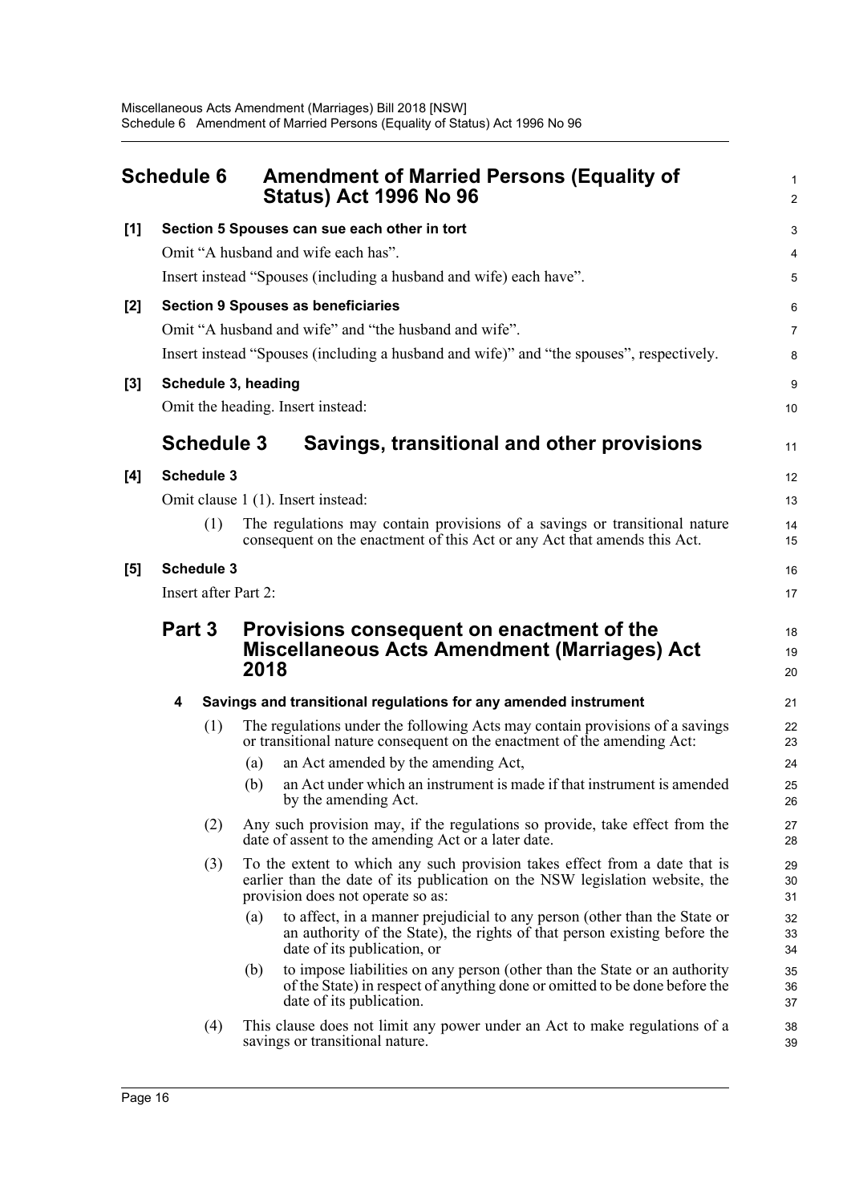## Schedule 6 Amendment of Married Persons (Equality of Status) Act 1996 No 96

**[1] Section 5 Spouses can sue each other in tort**

Omit "A husband and wife each has".

Insert instead "Spouses (including a husband and wife) each have".

**[2] Section 9 Spouses as beneficiaries**

Omit "A husband and wife" and "the husband and wife".

Insert instead "Spouses (including a husband and wife)" and "the spouses", respectively.

**[3] Schedule 3, heading**

Omit the heading. Insert instead:

## Schedule 3 Savings, transitional and other provisions

**[4] Schedule 3**

Omit clause 1 (1). Insert instead:

(1) The regulations may contain provisions of a savings or transitional nature consequent on the enactment of this Act or any Act that amends this Act.

**[5] Schedule 3**

Insert after Part 2:

## Part 3 Provisions consequent on enactment of the Miscellaneous Acts Amendment (Marriages) Act 2018

**4 Savings and transitional regulations for any amended instrument**

(1) The regulations under the following Acts may contain provisions of a savings or transitional nature consequent on the enactment of the amending Act:

(a) an Act amended by the amending Act,

(b) an Act under which an instrument is made if that instrument is amended by the amending Act.

(2) Any such provision may, if the regulations so provide, take effect from the date of assent to the amending Act or a later date.

(3) To the extent to which any such provision takes effect from a date that is earlier than the date of its publication on the NSW legislation website, the provision does not operate so as:

(a) to affect, in a manner prejudicial to any person (other than the State or an authority of the State), the rights of that person existing before the date of its publication, or

(b) to impose liabilities on any person (other than the State or an authority of the State) in respect of anything done or omitted to be done before the date of its publication.

(4) This clause does not limit any power under an Act to make regulations of a savings or transitional nature.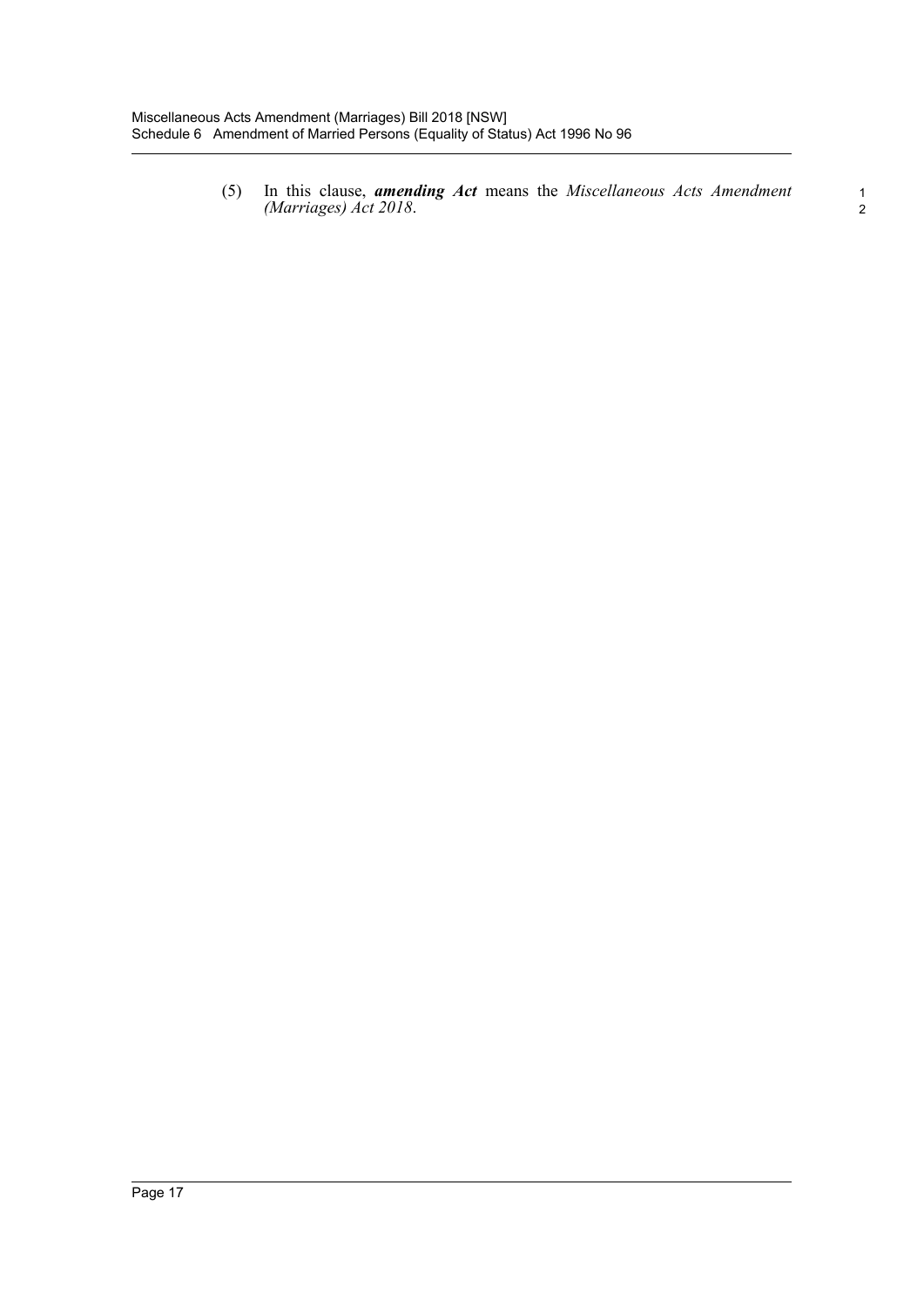(5) In this clause, ***amending Act*** means the *Miscellaneous Acts Amendment (Marriages) Act 2018*.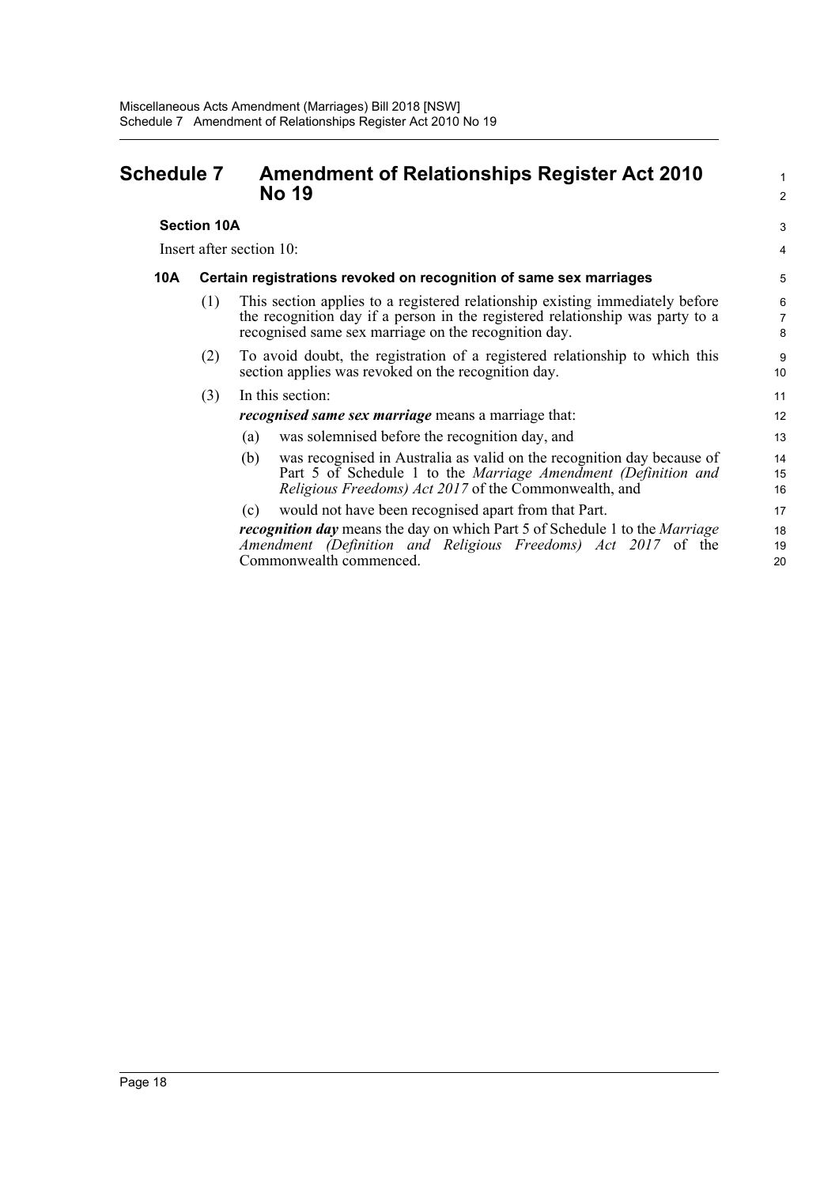# Schedule 7 Amendment of Relationships Register Act 2010 No 19

**Section 10A**

Insert after section 10:

**10A Certain registrations revoked on recognition of same sex marriages**

(1) This section applies to a registered relationship existing immediately before the recognition day if a person in the registered relationship was party to a recognised same sex marriage on the recognition day.

(2) To avoid doubt, the registration of a registered relationship to which this section applies was revoked on the recognition day.

(3) In this section:

***recognised same sex marriage*** means a marriage that:

(a) was solemnised before the recognition day, and

(b) was recognised in Australia as valid on the recognition day because of Part 5 of Schedule 1 to the *Marriage Amendment (Definition and Religious Freedoms) Act 2017* of the Commonwealth, and

(c) would not have been recognised apart from that Part.

***recognition day*** means the day on which Part 5 of Schedule 1 to the *Marriage Amendment (Definition and Religious Freedoms) Act 2017* of the Commonwealth commenced.